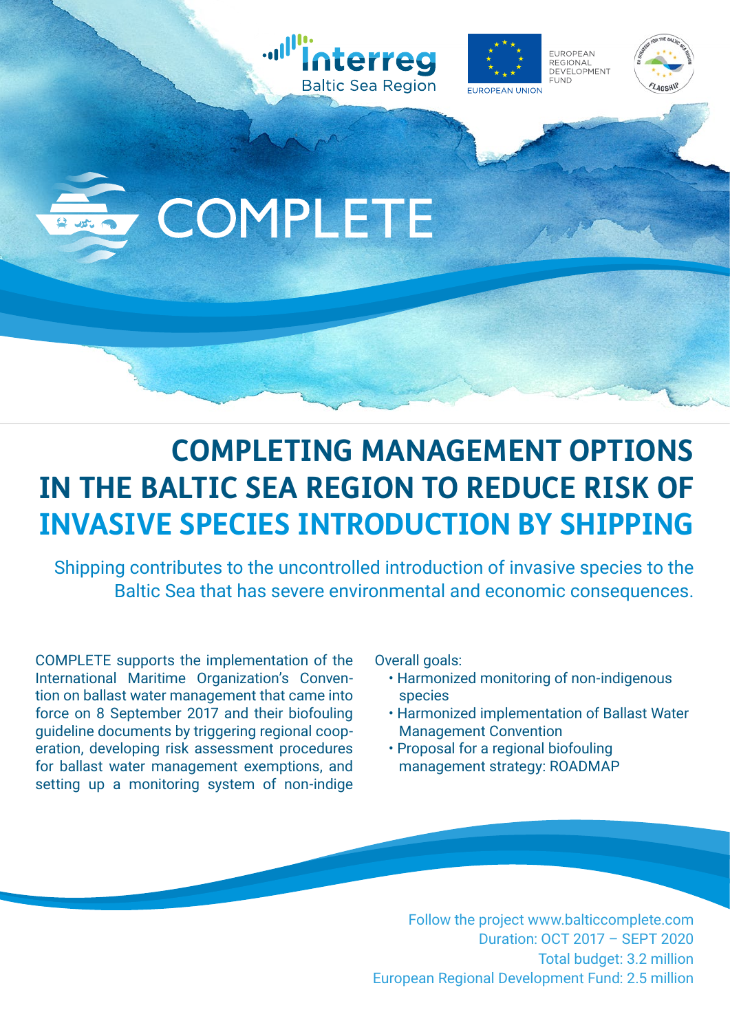Interreg Baltic Sea Region

EUROPEAN UNION

EUROPEAN REGIONAL DEVELOPMENT FUND

FLAGSHIP

# COMPLETE

## COMPLETING MANAGEMENT OPTIONS IN THE BALTIC SEA REGION TO REDUCE RISK OF INVASIVE SPECIES INTRODUCTION BY SHIPPING

Shipping contributes to the uncontrolled introduction of invasive species to the Baltic Sea that has severe environmental and economic consequences.

COMPLETE supports the implementation of the International Maritime Organization's Convention on ballast water management that came into force on 8 September 2017 and their biofouling guideline documents by triggering regional cooperation, developing risk assessment procedures for ballast water management exemptions, and setting up a monitoring system of non-indige

Overall goals:

- Harmonized monitoring of non-indigenous species
- Harmonized implementation of Ballast Water Management Convention
- Proposal for a regional biofouling management strategy: ROADMAP

Follow the project www.balticcomplete.com
Duration: OCT 2017 – SEPT 2020
Total budget: 3.2 million
European Regional Development Fund: 2.5 million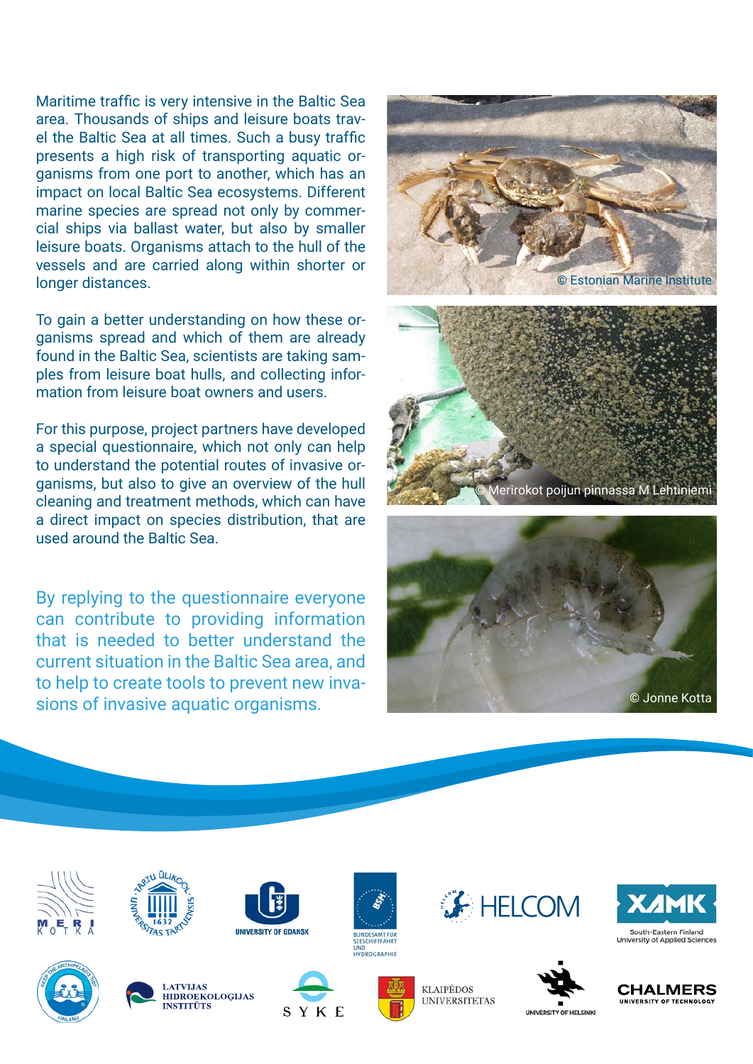Maritime traffic is very intensive in the Baltic Sea area. Thousands of ships and leisure boats travel the Baltic Sea at all times. Such a busy traffic presents a high risk of transporting aquatic organisms from one port to another, which has an impact on local Baltic Sea ecosystems. Different marine species are spread not only by commercial ships via ballast water, but also by smaller leisure boats. Organisms attach to the hull of the vessels and are carried along within shorter or longer distances.

To gain a better understanding on how these organisms spread and which of them are already found in the Baltic Sea, scientists are taking samples from leisure boat hulls, and collecting information from leisure boat owners and users.

For this purpose, project partners have developed a special questionnaire, which not only can help to understand the potential routes of invasive organisms, but also to give an overview of the hull cleaning and treatment methods, which can have a direct impact on species distribution, that are used around the Baltic Sea.

By replying to the questionnaire everyone can contribute to providing information that is needed to better understand the current situation in the Baltic Sea area, and to help to create tools to prevent new invasions of invasive aquatic organisms.

© Estonian Marine Institute

© Merirokot poijun pinnassa M Lehtiniemi

© Jonne Kotta

MERI KOTKA

Universitas Tartuensis 1632

University of Gdansk

Bundesamt für Seeschifffahrt und Hydrographie

HELCOM

XAMK South-Eastern Finland University of Applied Sciences

Keep the Archipelago Tidy Finland

Latvijas Hidroekoloģijas Institūts

SYKE

Klaipėdos Universitetas

University of Helsinki

Chalmers University of Technology